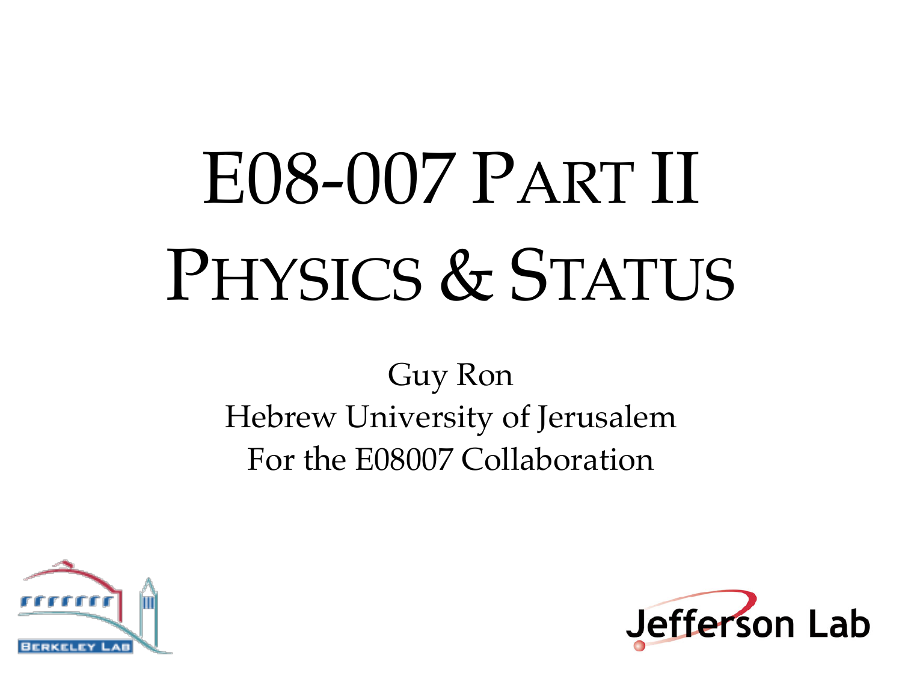# E08-007 PART II PHYSICS & STATUS

Guy Ron

Hebrew University of Jerusalem

For the E08007 Collaboration

BERKELEY LAB

Jefferson Lab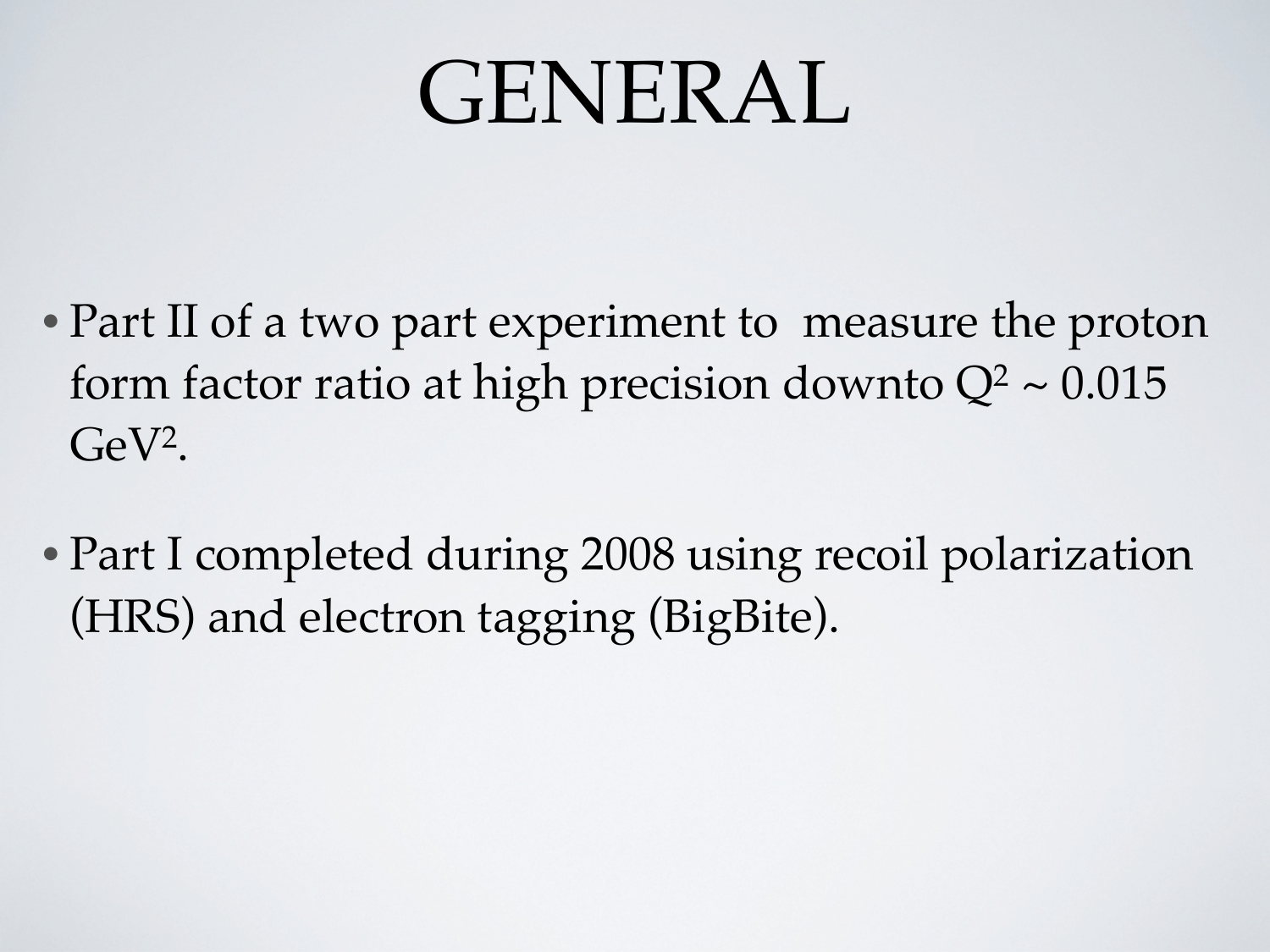# GENERAL

- Part II of a two part experiment to measure the proton form factor ratio at high precision downto $Q^2 \sim 0.015$ $GeV^2$.

- Part I completed during 2008 using recoil polarization (HRS) and electron tagging (BigBite).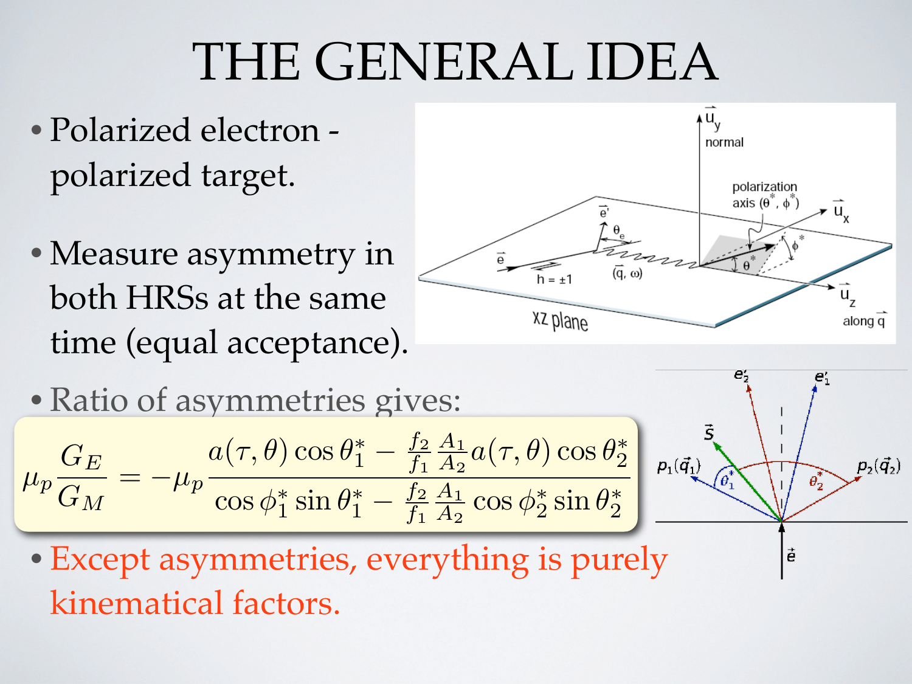# THE GENERAL IDEA

- Polarized electron - polarized target.
- Measure asymmetry in both HRSs at the same time (equal acceptance).
- Ratio of asymmetries gives:

$$\mu_p \frac{G_E}{G_M} = -\mu_p \frac{a(\tau,\theta)\cos\theta_1^* - \frac{f_2}{f_1}\frac{A_1}{A_2}a(\tau,\theta)\cos\theta_2^*}{\cos\phi_1^*\sin\theta_1^* - \frac{f_2}{f_1}\frac{A_1}{A_2}\cos\phi_2^*\sin\theta_2^*}$$

- Except asymmetries, everything is purely kinematical factors.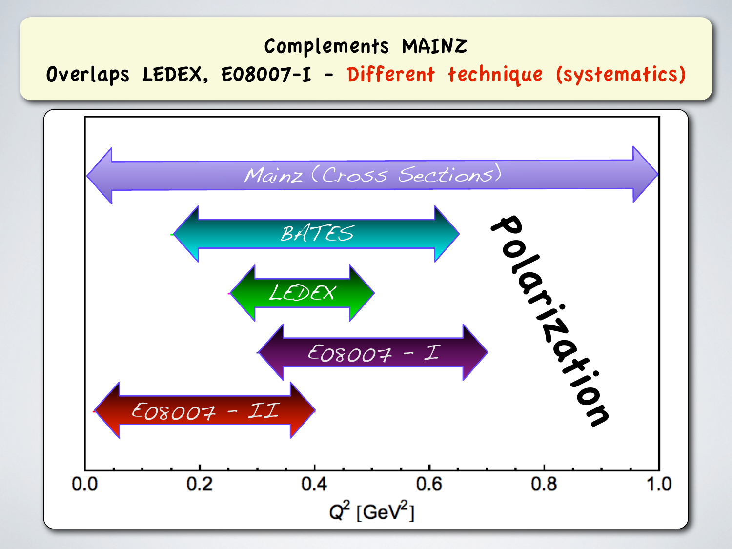Complements MAINZ

Overlaps LEDEX, E08007-I - Different technique (systematics)

Mainz (Cross Sections)

BATES

LEDEX

E08007 - I

E08007 - II

Polarization

0.0 0.2 0.4 0.6 0.8 1.0

$Q^2$ [$GeV^2$]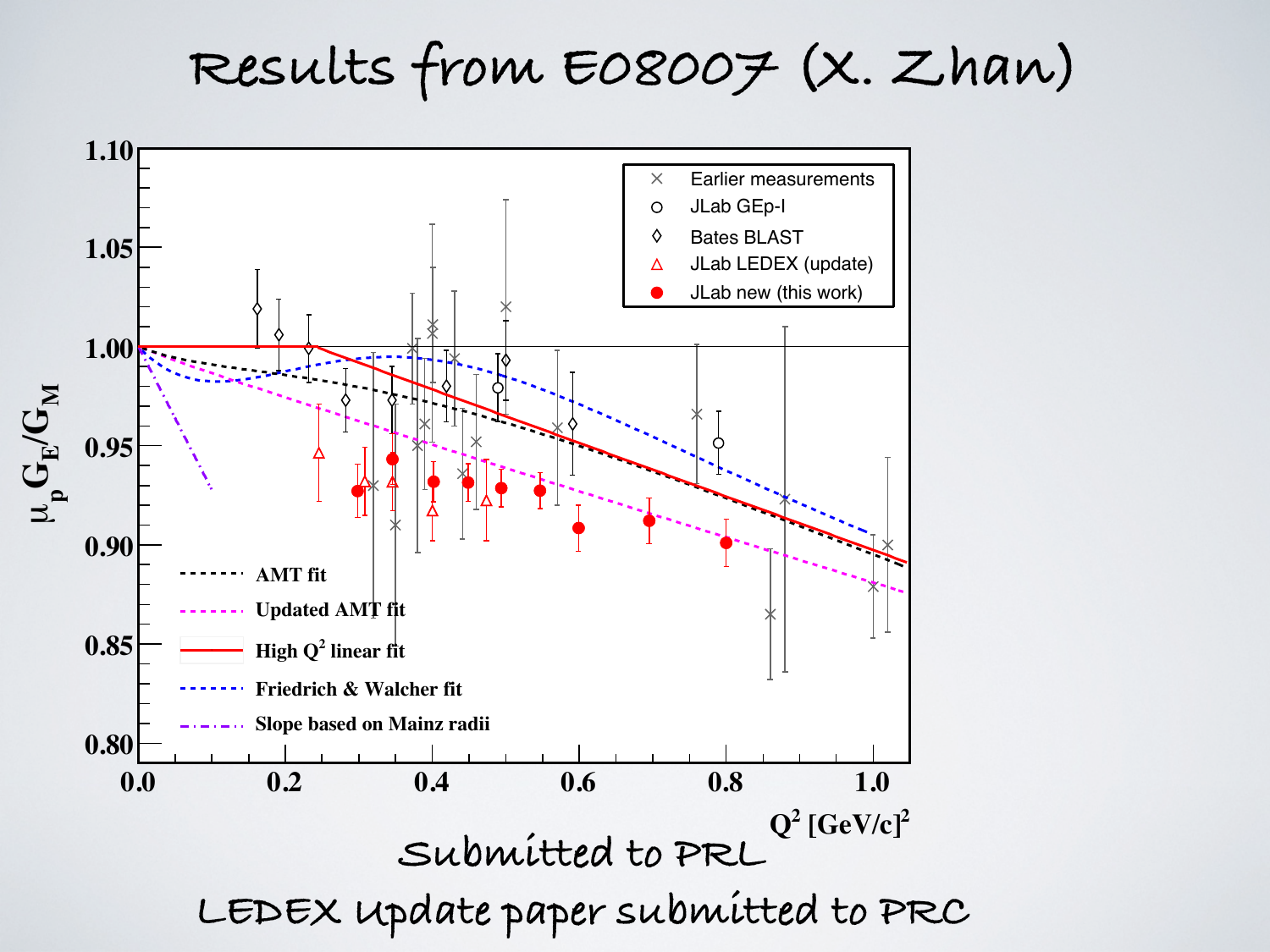# Results from E08007 (X. Zhan)

Submitted to PRL

LEDEX update paper submitted to PRC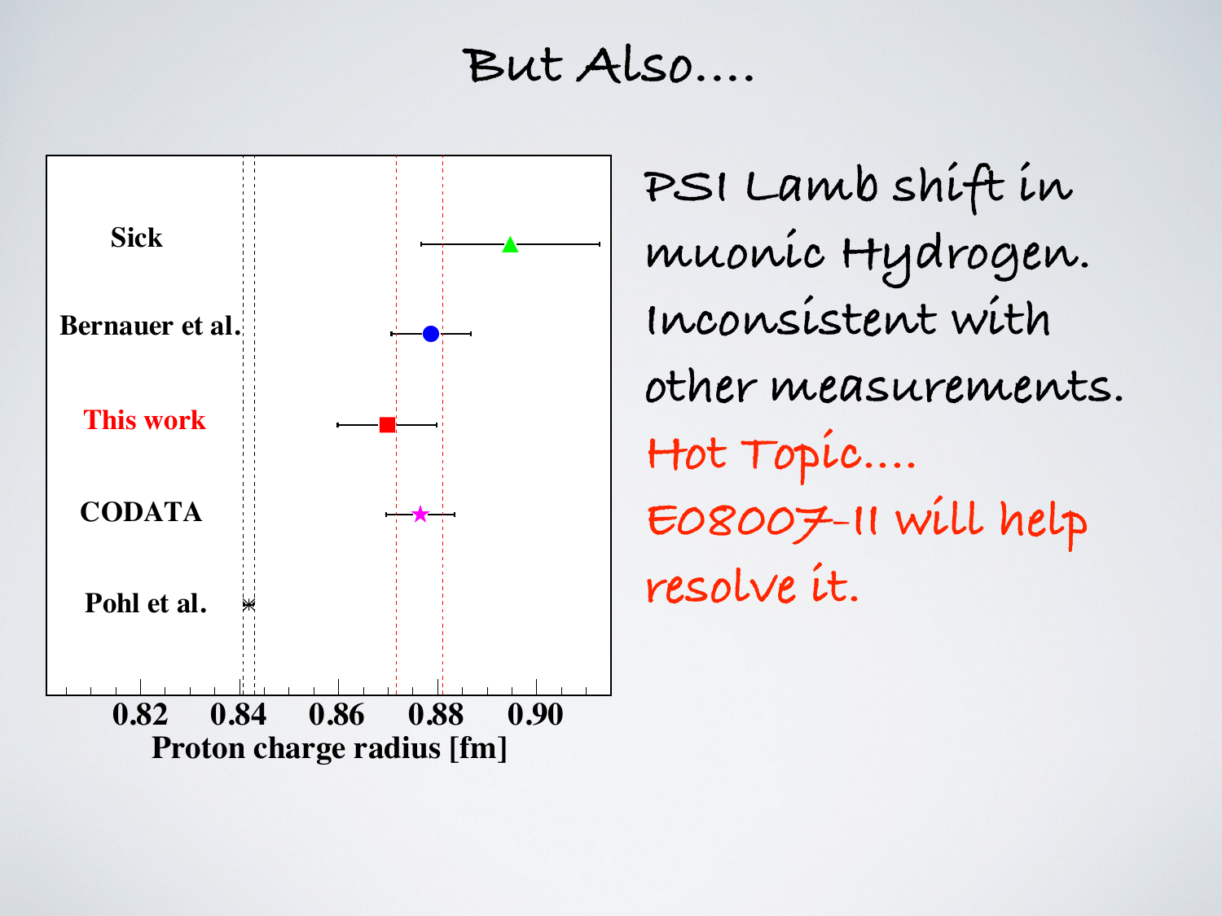# But Also....

PSI Lamb shift in muonic Hydrogen. Inconsistent with other measurements.

Hot Topic....

E08007-II will help resolve it.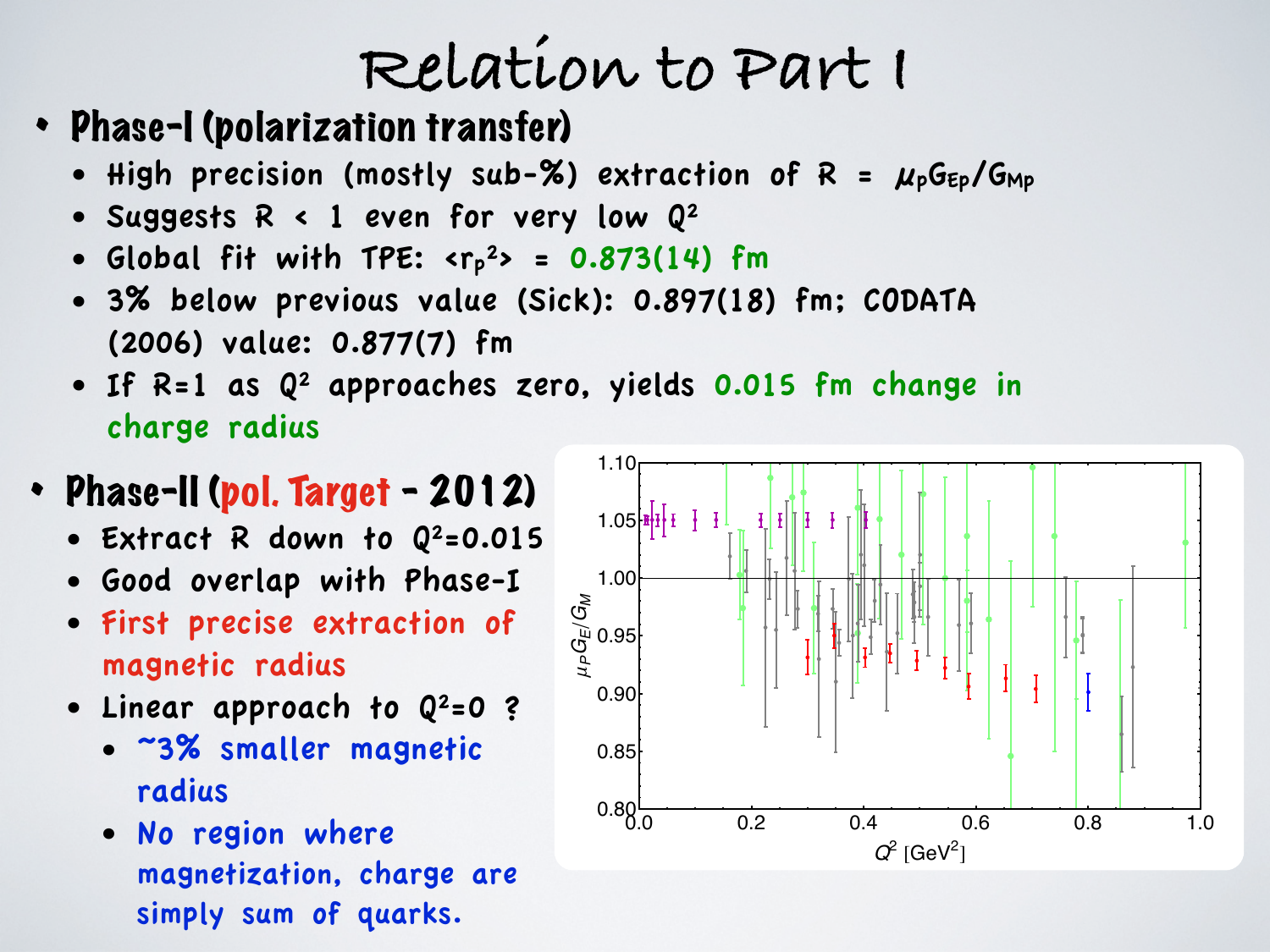# Relation to Part I

- **Phase-I (polarization transfer)**
  - High precision (mostly sub-%) extraction of $R = \mu_p G_{Ep}/G_{Mp}$
  - Suggests $R < 1$ even for very low $Q^2$
  - Global fit with TPE: $\langle r_p^2 \rangle$ = 0.873(14) fm
  - 3% below previous value (Sick): 0.897(18) fm; CODATA (2006) value: 0.877(7) fm
  - If R=1 as $Q^2$ approaches zero, yields 0.015 fm change in charge radius

- **Phase-II (pol. Target - 2012)**
  - Extract R down to $Q^2$=0.015
  - Good overlap with Phase-I
  - First precise extraction of magnetic radius
  - Linear approach to $Q^2$=0 ?
    - ~3% smaller magnetic radius
    - No region where magnetization, charge are simply sum of quarks.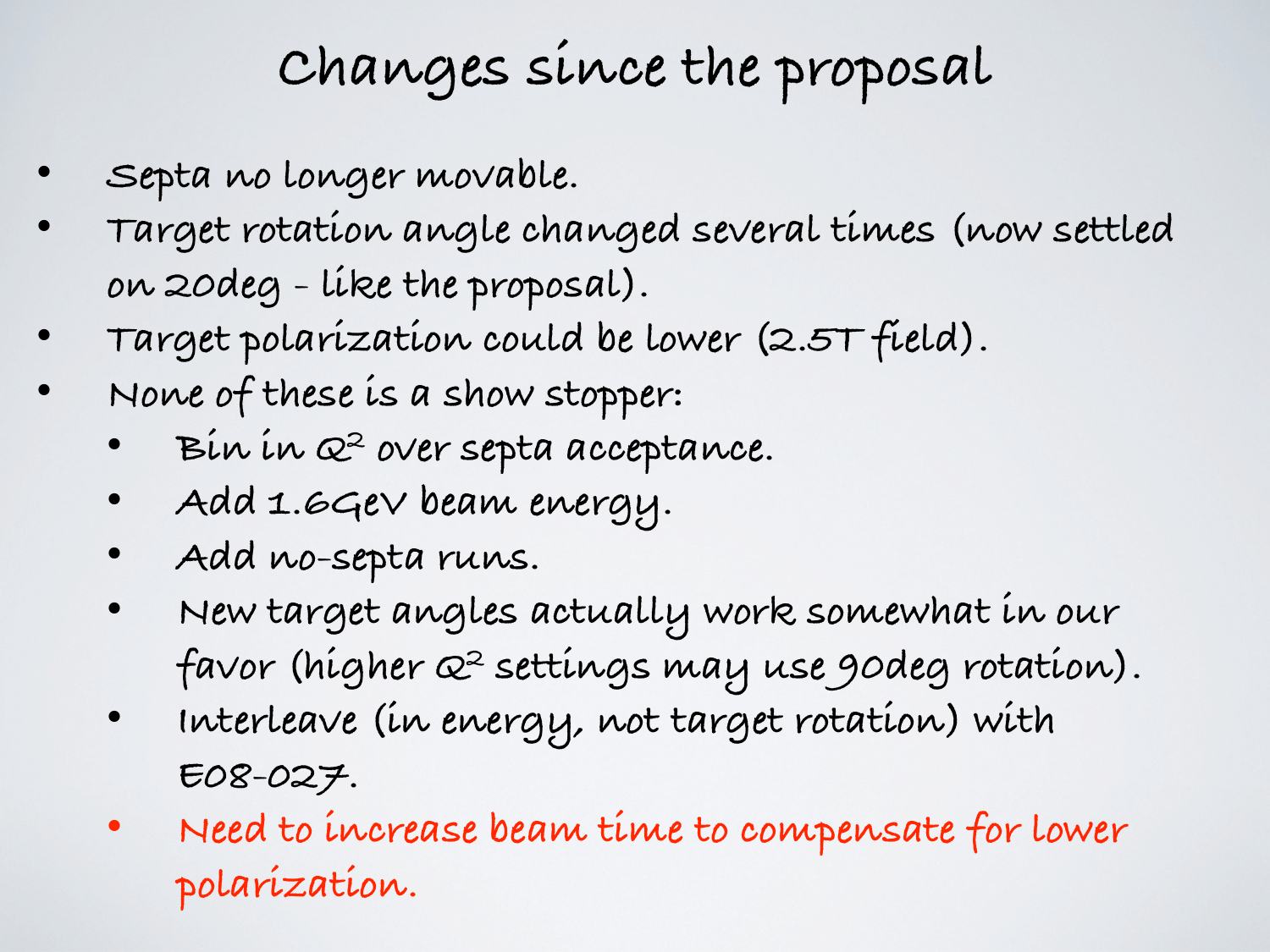# Changes since the proposal

- Septa no longer movable.
- Target rotation angle changed several times (now settled on 20deg - like the proposal).
- Target polarization could be lower (2.5T field).
- None of these is a show stopper:
  - Bin in $Q^2$ over septa acceptance.
  - Add 1.6GeV beam energy.
  - Add no-septa runs.
  - New target angles actually work somewhat in our favor (higher $Q^2$ settings may use 90deg rotation).
  - Interleave (in energy, not target rotation) with E08-027.
  - Need to increase beam time to compensate for lower polarization.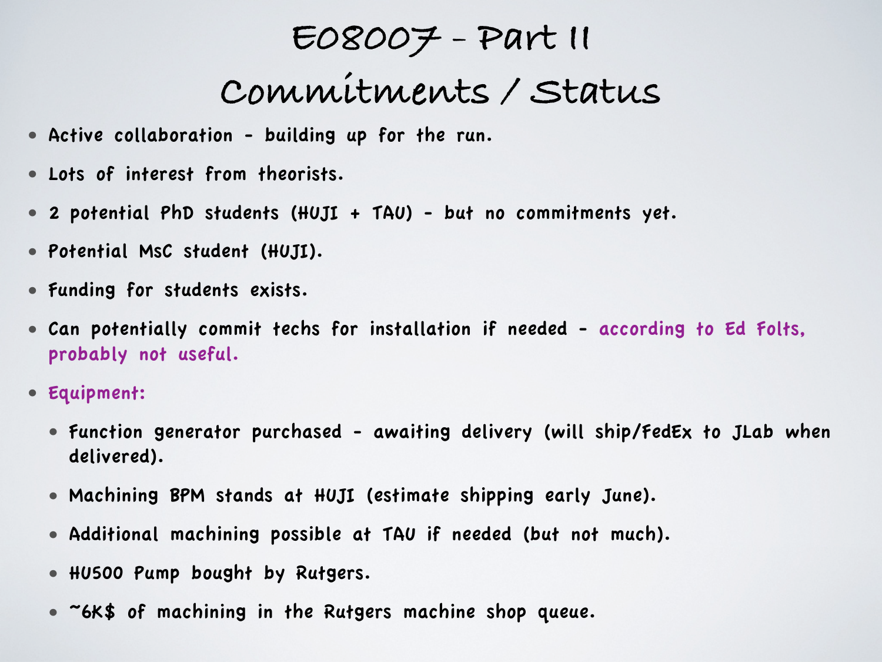# E08007 - Part II
## Commitments / Status

- Active collaboration - building up for the run.
- Lots of interest from theorists.
- 2 potential PhD students (HUJI + TAU) - but no commitments yet.
- Potential MsC student (HUJI).
- Funding for students exists.
- Can potentially commit techs for installation if needed - according to Ed Folts, probably not useful.
- Equipment:
  - Function generator purchased - awaiting delivery (will ship/FedEx to JLab when delivered).
  - Machining BPM stands at HUJI (estimate shipping early June).
  - Additional machining possible at TAU if needed (but not much).
  - HU500 Pump bought by Rutgers.
  - ~6K$ of machining in the Rutgers machine shop queue.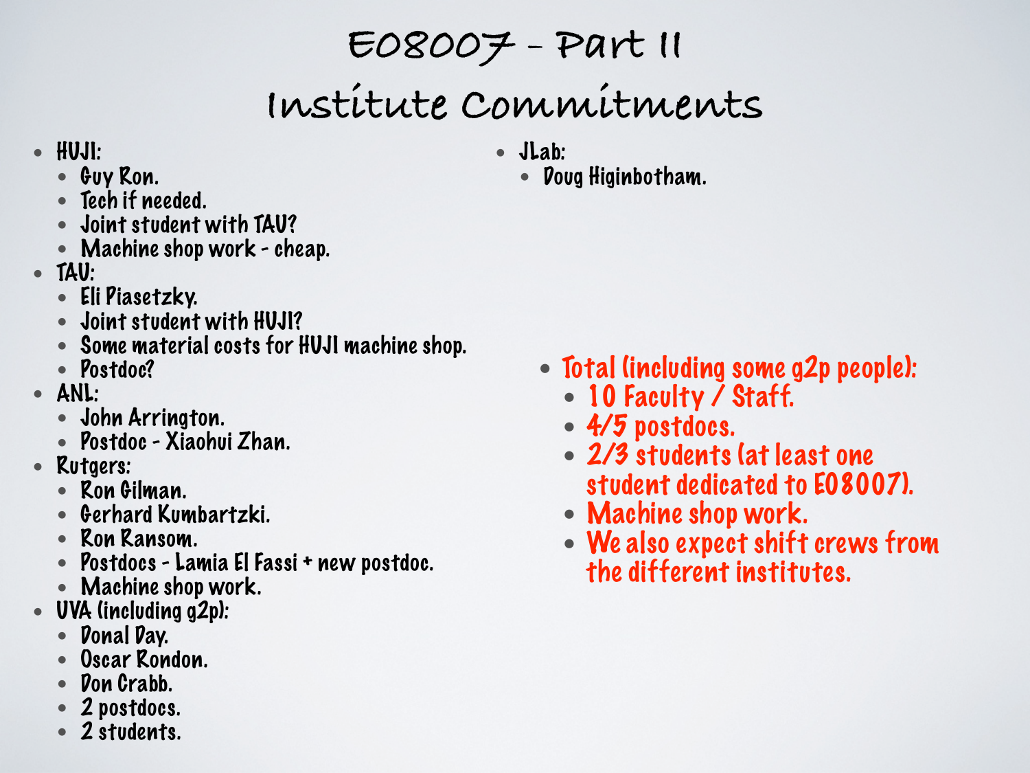# E08007 - Part II

## Institute Commitments

- HUJI:
  - Guy Ron.
  - Tech if needed.
  - Joint student with TAU?
  - Machine shop work - cheap.
- TAU:
  - Eli Piasetzky.
  - Joint student with HUJI?
  - Some material costs for HUJI machine shop.
  - Postdoc?
- ANL:
  - John Arrington.
  - Postdoc - Xiaohui Zhan.
- Rutgers:
  - Ron Gilman.
  - Gerhard Kumbartzki.
  - Ron Ransom.
  - Postdocs - Lamia El Fassi + new postdoc.
  - Machine shop work.
- UVA (including g2p):
  - Donal Day.
  - Oscar Rondon.
  - Don Crabb.
  - 2 postdocs.
  - 2 students.
- JLab:
  - Doug Higinbotham.

- Total (including some g2p people):
  - 10 Faculty / Staff.
  - 4/5 postdocs.
  - 2/3 students (at least one student dedicated to E08007).
  - Machine shop work.
  - We also expect shift crews from the different institutes.